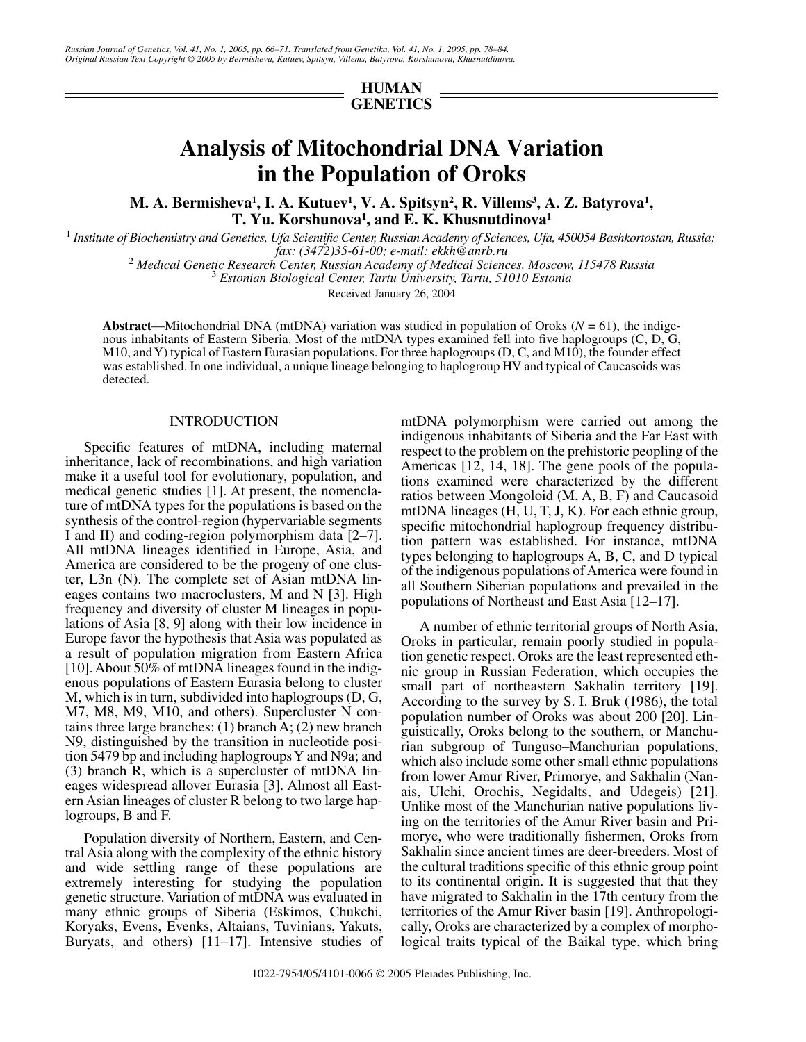HUMAN GENETICS

# Analysis of Mitochondrial DNA Variation in the Population of Oroks

**M. A. Bermisheva[1], I. A. Kutuev[1], V. A. Spitsyn[2], R. Villems[3], A. Z. Batyrova[1], T. Yu. Korshunova[1], and E. K. Khusnutdinova[1]**

[1] *Institute of Biochemistry and Genetics, Ufa Scientific Center, Russian Academy of Sciences, Ufa, 450054 Bashkortostan, Russia; fax: (3472)35-61-00; e-mail: ekkh@anrb.ru*

[2] *Medical Genetic Research Center, Russian Academy of Medical Sciences, Moscow, 115478 Russia*

[3] *Estonian Biological Center, Tartu University, Tartu, 51010 Estonia*

Received January 26, 2004

**Abstract**—Mitochondrial DNA (mtDNA) variation was studied in population of Oroks ($N = 61$), the indigenous inhabitants of Eastern Siberia. Most of the mtDNA types examined fell into five haplogroups (C, D, G, M10, and Y) typical of Eastern Eurasian populations. For three haplogroups (D, C, and M10), the founder effect was established. In one individual, a unique lineage belonging to haplogroup HV and typical of Caucasoids was detected.

## INTRODUCTION

Specific features of mtDNA, including maternal inheritance, lack of recombinations, and high variation make it a useful tool for evolutionary, population, and medical genetic studies [1]. At present, the nomenclature of mtDNA types for the populations is based on the synthesis of the control-region (hypervariable segments I and II) and coding-region polymorphism data [2–7]. All mtDNA lineages identified in Europe, Asia, and America are considered to be the progeny of one cluster, L3n (N). The complete set of Asian mtDNA lineages contains two macroclusters, M and N [3]. High frequency and diversity of cluster M lineages in populations of Asia [8, 9] along with their low incidence in Europe favor the hypothesis that Asia was populated as a result of population migration from Eastern Africa [10]. About 50% of mtDNA lineages found in the indigenous populations of Eastern Eurasia belong to cluster M, which is in turn, subdivided into haplogroups (D, G, M7, M8, M9, M10, and others). Supercluster N contains three large branches: (1) branch A; (2) new branch N9, distinguished by the transition in nucleotide position 5479 bp and including haplogroups Y and N9a; and (3) branch R, which is a supercluster of mtDNA lineages widespread allover Eurasia [3]. Almost all Eastern Asian lineages of cluster R belong to two large haplogroups, B and F.

Population diversity of Northern, Eastern, and Central Asia along with the complexity of the ethnic history and wide settling range of these populations are extremely interesting for studying the population genetic structure. Variation of mtDNA was evaluated in many ethnic groups of Siberia (Eskimos, Chukchi, Koryaks, Evens, Evenks, Altaians, Tuvinians, Yakuts, Buryats, and others) [11–17]. Intensive studies of mtDNA polymorphism were carried out among the indigenous inhabitants of Siberia and the Far East with respect to the problem on the prehistoric peopling of the Americas [12, 14, 18]. The gene pools of the populations examined were characterized by the different ratios between Mongoloid (M, A, B, F) and Caucasoid mtDNA lineages (H, U, T, J, K). For each ethnic group, specific mitochondrial haplogroup frequency distribution pattern was established. For instance, mtDNA types belonging to haplogroups A, B, C, and D typical of the indigenous populations of America were found in all Southern Siberian populations and prevailed in the populations of Northeast and East Asia [12–17].

A number of ethnic territorial groups of North Asia, Oroks in particular, remain poorly studied in population genetic respect. Oroks are the least represented ethnic group in Russian Federation, which occupies the small part of northeastern Sakhalin territory [19]. According to the survey by S. I. Bruk (1986), the total population number of Oroks was about 200 [20]. Linguistically, Oroks belong to the southern, or Manchurian subgroup of Tunguso–Manchurian populations, which also include some other small ethnic populations from lower Amur River, Primorye, and Sakhalin (Nanais, Ulchi, Orochis, Negidalts, and Udegeis) [21]. Unlike most of the Manchurian native populations living on the territories of the Amur River basin and Primorye, who were traditionally fishermen, Oroks from Sakhalin since ancient times are deer-breeders. Most of the cultural traditions specific of this ethnic group point to its continental origin. It is suggested that that they have migrated to Sakhalin in the 17th century from the territories of the Amur River basin [19]. Anthropologically, Oroks are characterized by a complex of morphological traits typical of the Baikal type, which bring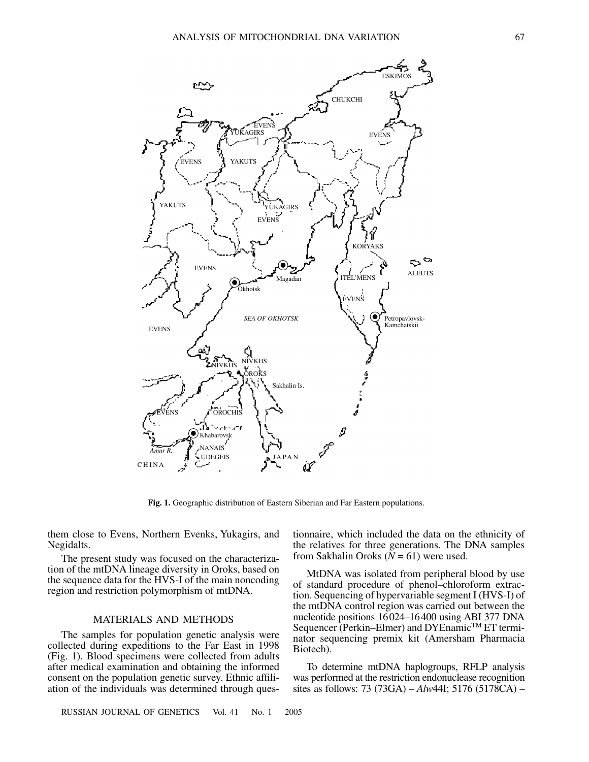Fig. 1. Geographic distribution of Eastern Siberian and Far Eastern populations.

them close to Evens, Northern Evenks, Yukagirs, and Negidalts.

The present study was focused on the characterization of the mtDNA lineage diversity in Oroks, based on the sequence data for the HVS-I of the main noncoding region and restriction polymorphism of mtDNA.

## MATERIALS AND METHODS

The samples for population genetic analysis were collected during expeditions to the Far East in 1998 (Fig. 1). Blood specimens were collected from adults after medical examination and obtaining the informed consent on the population genetic survey. Ethnic affiliation of the individuals was determined through questionnaire, which included the data on the ethnicity of the relatives for three generations. The DNA samples from Sakhalin Oroks ($N = 61$) were used.

MtDNA was isolated from peripheral blood by use of standard procedure of phenol–chloroform extraction. Sequencing of hypervariable segment I (HVS-I) of the mtDNA control region was carried out between the nucleotide positions 16024–16400 using ABI 377 DNA Sequencer (Perkin–Elmer) and DYEnamic™ ET terminator sequencing premix kit (Amersham Pharmacia Biotech).

To determine mtDNA haplogroups, RFLP analysis was performed at the restriction endonuclease recognition sites as follows: 73 (73GA) – *Alw*44I; 5176 (5178CA) –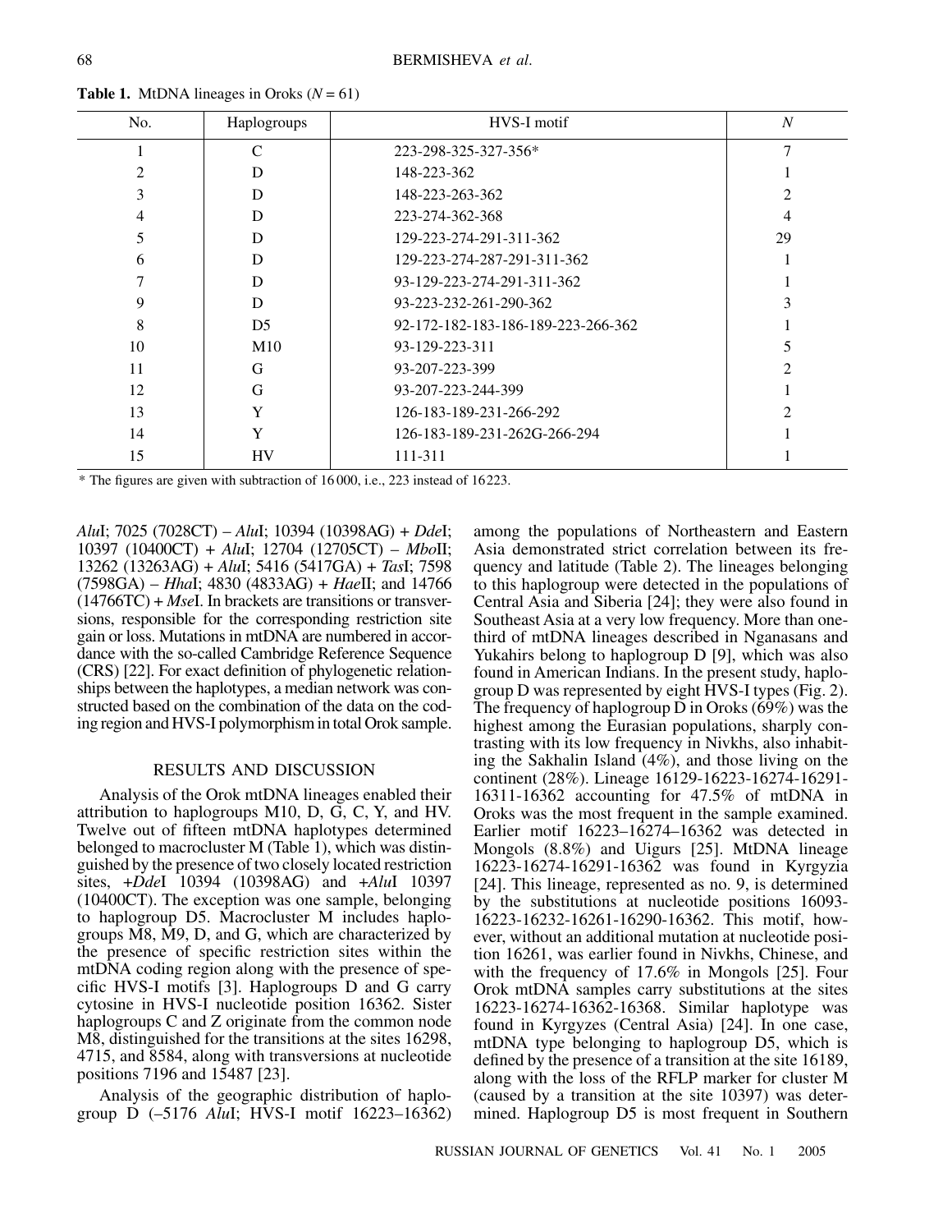**Table 1.** MtDNA lineages in Oroks ($N = 61$)

| No. | Haplogroups | HVS-I motif | $N$ |
|---|---|---|---|
| 1 | C | 223-298-325-327-356* | 7 |
| 2 | D | 148-223-362 | 1 |
| 3 | D | 148-223-263-362 | 2 |
| 4 | D | 223-274-362-368 | 4 |
| 5 | D | 129-223-274-291-311-362 | 29 |
| 6 | D | 129-223-274-287-291-311-362 | 1 |
| 7 | D | 93-129-223-274-291-311-362 | 1 |
| 9 | D | 93-223-232-261-290-362 | 3 |
| 8 | D5 | 92-172-182-183-186-189-223-266-362 | 1 |
| 10 | M10 | 93-129-223-311 | 5 |
| 11 | G | 93-207-223-399 | 2 |
| 12 | G | 93-207-223-244-399 | 1 |
| 13 | Y | 126-183-189-231-266-292 | 2 |
| 14 | Y | 126-183-189-231-262G-266-294 | 1 |
| 15 | HV | 111-311 | 1 |

\* The figures are given with subtraction of 16 000, i.e., 223 instead of 16223.

*Alu*I; 7025 (7028CT) – *Alu*I; 10394 (10398AG) + *Dde*I; 10397 (10400CT) + *Alu*I; 12704 (12705CT) – *Mbo*II; 13262 (13263AG) + *Alu*I; 5416 (5417GA) + *Tas*I; 7598 (7598GA) – *Hha*I; 4830 (4833AG) + *Hae*II; and 14766 (14766TC) + *Mse*I. In brackets are transitions or transversions, responsible for the corresponding restriction site gain or loss. Mutations in mtDNA are numbered in accordance with the so-called Cambridge Reference Sequence (CRS) [22]. For exact definition of phylogenetic relationships between the haplotypes, a median network was constructed based on the combination of the data on the coding region and HVS-I polymorphism in total Orok sample.

## RESULTS AND DISCUSSION

Analysis of the Orok mtDNA lineages enabled their attribution to haplogroups M10, D, G, C, Y, and HV. Twelve out of fifteen mtDNA haplotypes determined belonged to macrocluster M (Table 1), which was distinguished by the presence of two closely located restriction sites, +*Dde*I 10394 (10398AG) and +*Alu*I 10397 (10400CT). The exception was one sample, belonging to haplogroup D5. Macrocluster M includes haplogroups M8, M9, D, and G, which are characterized by the presence of specific restriction sites within the mtDNA coding region along with the presence of specific HVS-I motifs [3]. Haplogroups D and G carry cytosine in HVS-I nucleotide position 16362. Sister haplogroups C and Z originate from the common node M8, distinguished for the transitions at the sites 16298, 4715, and 8584, along with transversions at nucleotide positions 7196 and 15487 [23].

Analysis of the geographic distribution of haplogroup D (–5176 *Alu*I; HVS-I motif 16223–16362) among the populations of Northeastern and Eastern Asia demonstrated strict correlation between its frequency and latitude (Table 2). The lineages belonging to this haplogroup were detected in the populations of Central Asia and Siberia [24]; they were also found in Southeast Asia at a very low frequency. More than one-third of mtDNA lineages described in Nganasans and Yukahirs belong to haplogroup D [9], which was also found in American Indians. In the present study, haplogroup D was represented by eight HVS-I types (Fig. 2). The frequency of haplogroup D in Oroks (69%) was the highest among the Eurasian populations, sharply contrasting with its low frequency in Nivkhs, also inhabiting the Sakhalin Island (4%), and those living on the continent (28%). Lineage 16129-16223-16274-16291-16311-16362 accounting for 47.5% of mtDNA in Oroks was the most frequent in the sample examined. Earlier motif 16223–16274–16362 was detected in Mongols (8.8%) and Uigurs [25]. MtDNA lineage 16223-16274-16291-16362 was found in Kyrgyzia [24]. This lineage, represented as no. 9, is determined by the substitutions at nucleotide positions 16093-16223-16232-16261-16290-16362. This motif, however, without an additional mutation at nucleotide position 16261, was earlier found in Nivkhs, Chinese, and with the frequency of 17.6% in Mongols [25]. Four Orok mtDNA samples carry substitutions at the sites 16223-16274-16362-16368. Similar haplotype was found in Kyrgyzes (Central Asia) [24]. In one case, mtDNA type belonging to haplogroup D5, which is defined by the presence of a transition at the site 16189, along with the loss of the RFLP marker for cluster M (caused by a transition at the site 10397) was determined. Haplogroup D5 is most frequent in Southern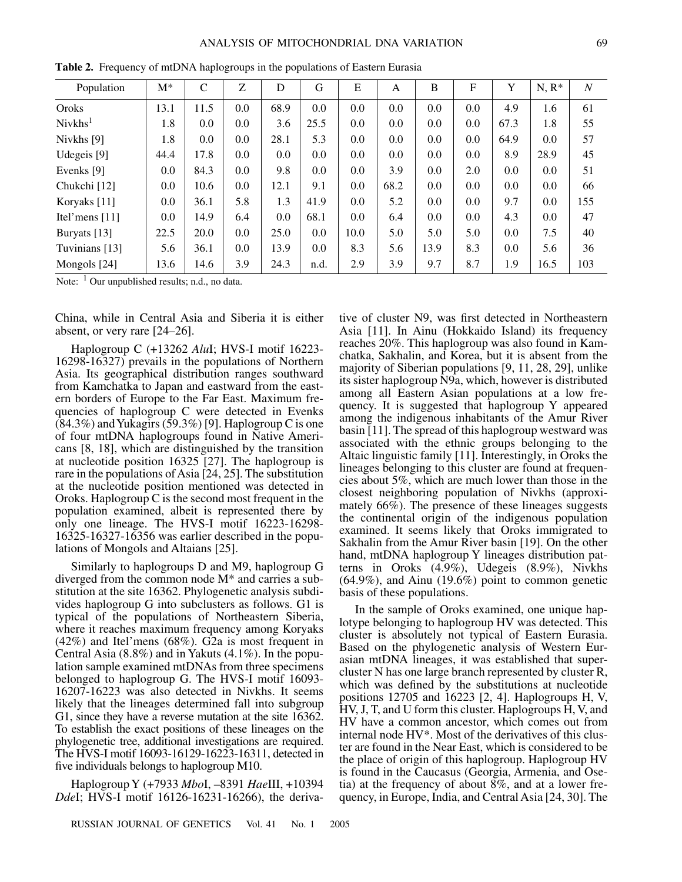**Table 2.** Frequency of mtDNA haplogroups in the populations of Eastern Eurasia

| Population | M* | C | Z | D | G | E | A | B | F | Y | N, R* | *N* |
|---|---|---|---|---|---|---|---|---|---|---|---|---|
| Oroks | 13.1 | 11.5 | 0.0 | 68.9 | 0.0 | 0.0 | 0.0 | 0.0 | 0.0 | 4.9 | 1.6 | 61 |
| Nivkhs[1] | 1.8 | 0.0 | 0.0 | 3.6 | 25.5 | 0.0 | 0.0 | 0.0 | 0.0 | 67.3 | 1.8 | 55 |
| Nivkhs [9] | 1.8 | 0.0 | 0.0 | 28.1 | 5.3 | 0.0 | 0.0 | 0.0 | 0.0 | 64.9 | 0.0 | 57 |
| Udegeis [9] | 44.4 | 17.8 | 0.0 | 0.0 | 0.0 | 0.0 | 0.0 | 0.0 | 0.0 | 8.9 | 28.9 | 45 |
| Evenks [9] | 0.0 | 84.3 | 0.0 | 9.8 | 0.0 | 0.0 | 3.9 | 0.0 | 2.0 | 0.0 | 0.0 | 51 |
| Chukchi [12] | 0.0 | 10.6 | 0.0 | 12.1 | 9.1 | 0.0 | 68.2 | 0.0 | 0.0 | 0.0 | 0.0 | 66 |
| Koryaks [11] | 0.0 | 36.1 | 5.8 | 1.3 | 41.9 | 0.0 | 5.2 | 0.0 | 0.0 | 9.7 | 0.0 | 155 |
| Itel'mens [11] | 0.0 | 14.9 | 6.4 | 0.0 | 68.1 | 0.0 | 6.4 | 0.0 | 0.0 | 4.3 | 0.0 | 47 |
| Buryats [13] | 22.5 | 20.0 | 0.0 | 25.0 | 0.0 | 10.0 | 5.0 | 5.0 | 5.0 | 0.0 | 7.5 | 40 |
| Tuvinians [13] | 5.6 | 36.1 | 0.0 | 13.9 | 0.0 | 8.3 | 5.6 | 13.9 | 8.3 | 0.0 | 5.6 | 36 |
| Mongols [24] | 13.6 | 14.6 | 3.9 | 24.3 | n.d. | 2.9 | 3.9 | 9.7 | 8.7 | 1.9 | 16.5 | 103 |

Note: [1] Our unpublished results; n.d., no data.

China, while in Central Asia and Siberia it is either absent, or very rare [24–26].

Haplogroup C (+13262 *Alu*I; HVS-I motif 16223-16298-16327) prevails in the populations of Northern Asia. Its geographical distribution ranges southward from Kamchatka to Japan and eastward from the eastern borders of Europe to the Far East. Maximum frequencies of haplogroup C were detected in Evenks (84.3%) and Yukagirs (59.3%) [9]. Haplogroup C is one of four mtDNA haplogroups found in Native Americans [8, 18], which are distinguished by the transition at nucleotide position 16325 [27]. The haplogroup is rare in the populations of Asia [24, 25]. The substitution at the nucleotide position mentioned was detected in Oroks. Haplogroup C is the second most frequent in the population examined, albeit is represented there by only one lineage. The HVS-I motif 16223-16298-16325-16327-16356 was earlier described in the populations of Mongols and Altaians [25].

Similarly to haplogroups D and M9, haplogroup G diverged from the common node M* and carries a substitution at the site 16362. Phylogenetic analysis subdivides haplogroup G into subclusters as follows. G1 is typical of the populations of Northeastern Siberia, where it reaches maximum frequency among Koryaks (42%) and Itel'mens (68%). G2a is most frequent in Central Asia (8.8%) and in Yakuts (4.1%). In the population sample examined mtDNAs from three specimens belonged to haplogroup G. The HVS-I motif 16093-16207-16223 was also detected in Nivkhs. It seems likely that the lineages determined fall into subgroup G1, since they have a reverse mutation at the site 16362. To establish the exact positions of these lineages on the phylogenetic tree, additional investigations are required. The HVS-I motif 16093-16129-16223-16311, detected in five individuals belongs to haplogroup M10.

Haplogroup Y (+7933 *Mbo*I, –8391 *Hae*III, +10394 *Dde*I; HVS-I motif 16126-16231-16266), the derivative of cluster N9, was first detected in Northeastern Asia [11]. In Ainu (Hokkaido Island) its frequency reaches 20%. This haplogroup was also found in Kamchatka, Sakhalin, and Korea, but it is absent from the majority of Siberian populations [9, 11, 28, 29], unlike its sister haplogroup N9a, which, however is distributed among all Eastern Asian populations at a low frequency. It is suggested that haplogroup Y appeared among the indigenous inhabitants of the Amur River basin [11]. The spread of this haplogroup westward was associated with the ethnic groups belonging to the Altaic linguistic family [11]. Interestingly, in Oroks the lineages belonging to this cluster are found at frequencies about 5%, which are much lower than those in the closest neighboring population of Nivkhs (approximately 66%). The presence of these lineages suggests the continental origin of the indigenous population examined. It seems likely that Oroks immigrated to Sakhalin from the Amur River basin [19]. On the other hand, mtDNA haplogroup Y lineages distribution patterns in Oroks (4.9%), Udegeis (8.9%), Nivkhs (64.9%), and Ainu (19.6%) point to common genetic basis of these populations.

In the sample of Oroks examined, one unique haplotype belonging to haplogroup HV was detected. This cluster is absolutely not typical of Eastern Eurasia. Based on the phylogenetic analysis of Western Eurasian mtDNA lineages, it was established that supercluster N has one large branch represented by cluster R, which was defined by the substitutions at nucleotide positions 12705 and 16223 [2, 4]. Haplogroups H, V, HV, J, T, and U form this cluster. Haplogroups H, V, and HV have a common ancestor, which comes out from internal node HV*. Most of the derivatives of this cluster are found in the Near East, which is considered to be the place of origin of this haplogroup. Haplogroup HV is found in the Caucasus (Georgia, Armenia, and Osetia) at the frequency of about 8%, and at a lower frequency, in Europe, India, and Central Asia [24, 30]. The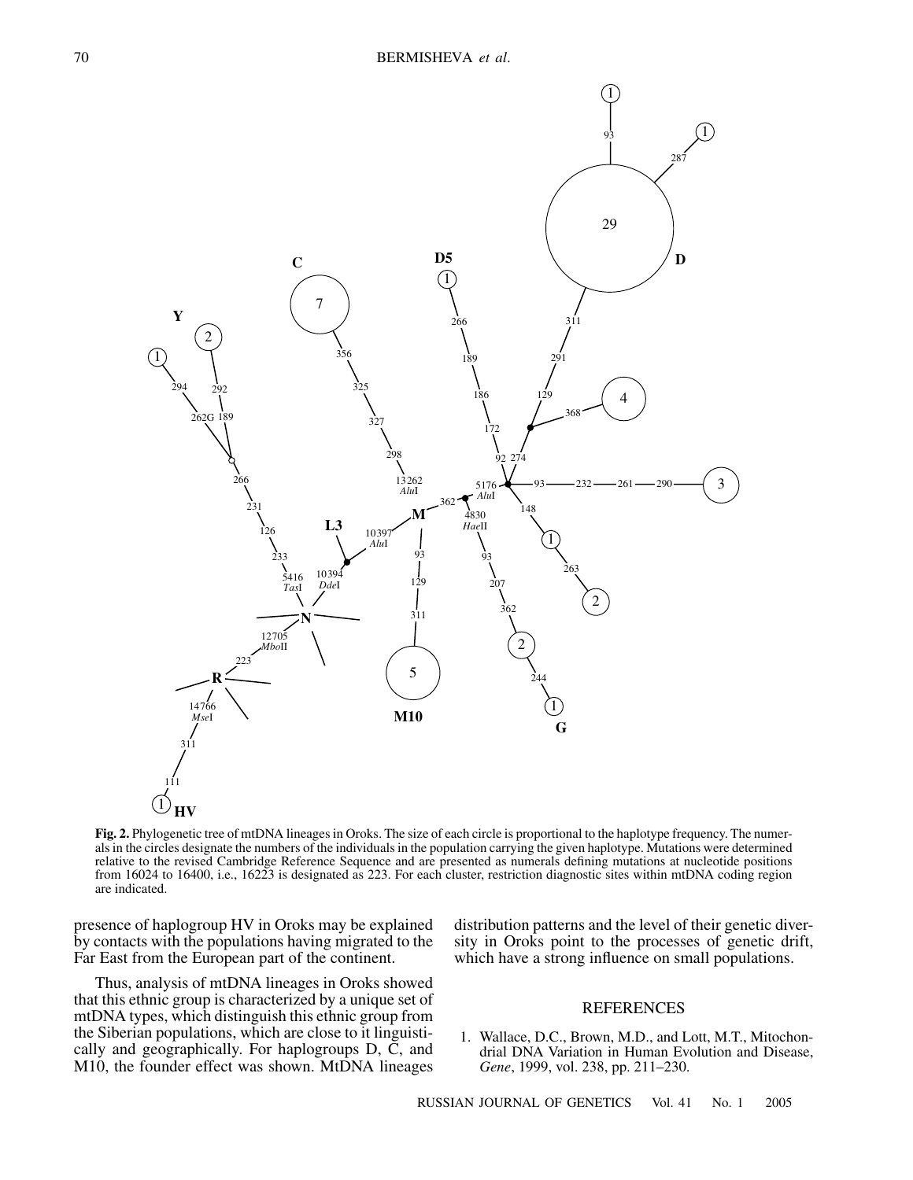**Fig. 2.** Phylogenetic tree of mtDNA lineages in Oroks. The size of each circle is proportional to the haplotype frequency. The numerals in the circles designate the numbers of the individuals in the population carrying the given haplotype. Mutations were determined relative to the revised Cambridge Reference Sequence and are presented as numerals defining mutations at nucleotide positions from 16024 to 16400, i.e., 16223 is designated as 223. For each cluster, restriction diagnostic sites within mtDNA coding region are indicated.

presence of haplogroup HV in Oroks may be explained by contacts with the populations having migrated to the Far East from the European part of the continent.

Thus, analysis of mtDNA lineages in Oroks showed that this ethnic group is characterized by a unique set of mtDNA types, which distinguish this ethnic group from the Siberian populations, which are close to it linguistically and geographically. For haplogroups D, C, and M10, the founder effect was shown. MtDNA lineages distribution patterns and the level of their genetic diversity in Oroks point to the processes of genetic drift, which have a strong influence on small populations.

## REFERENCES

1. Wallace, D.C., Brown, M.D., and Lott, M.T., Mitochondrial DNA Variation in Human Evolution and Disease, *Gene*, 1999, vol. 238, pp. 211–230.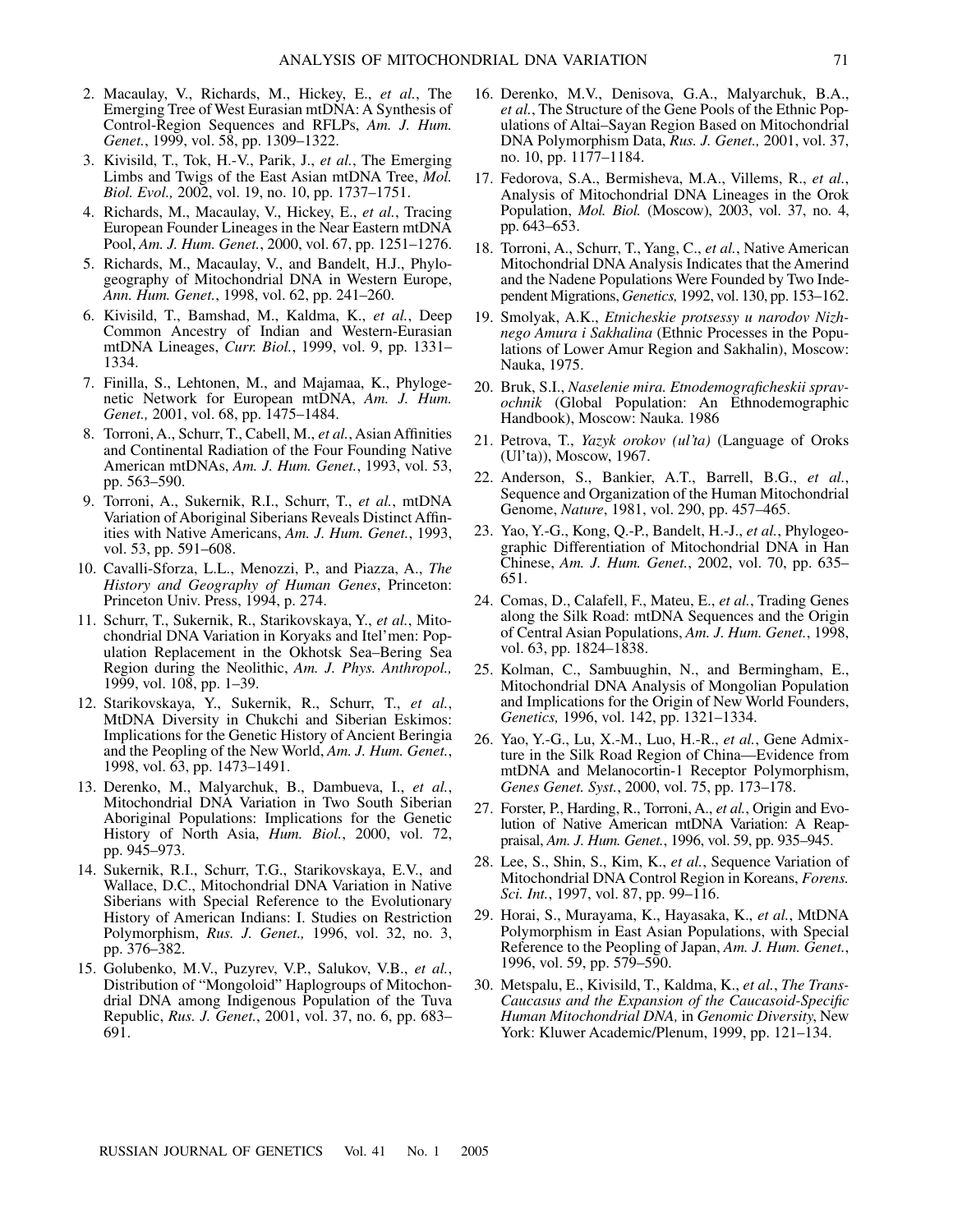2. Macaulay, V., Richards, M., Hickey, E., *et al.*, The Emerging Tree of West Eurasian mtDNA: A Synthesis of Control-Region Sequences and RFLPs, *Am. J. Hum. Genet.*, 1999, vol. 58, pp. 1309–1322.

3. Kivisild, T., Tok, H.-V., Parik, J., *et al.*, The Emerging Limbs and Twigs of the East Asian mtDNA Tree, *Mol. Biol. Evol.,* 2002, vol. 19, no. 10, pp. 1737–1751.

4. Richards, M., Macaulay, V., Hickey, E., *et al.*, Tracing European Founder Lineages in the Near Eastern mtDNA Pool, *Am. J. Hum. Genet.*, 2000, vol. 67, pp. 1251–1276.

5. Richards, M., Macaulay, V., and Bandelt, H.J., Phylogeography of Mitochondrial DNA in Western Europe, *Ann. Hum. Genet.*, 1998, vol. 62, pp. 241–260.

6. Kivisild, T., Bamshad, M., Kaldma, K., *et al.*, Deep Common Ancestry of Indian and Western-Eurasian mtDNA Lineages, *Curr. Biol.*, 1999, vol. 9, pp. 1331–1334.

7. Finilla, S., Lehtonen, M., and Majamaa, K., Phylogenetic Network for European mtDNA, *Am. J. Hum. Genet.,* 2001, vol. 68, pp. 1475–1484.

8. Torroni, A., Schurr, T., Cabell, M., *et al.*, Asian Affinities and Continental Radiation of the Four Founding Native American mtDNAs, *Am. J. Hum. Genet.*, 1993, vol. 53, pp. 563–590.

9. Torroni, A., Sukernik, R.I., Schurr, T., *et al.*, mtDNA Variation of Aboriginal Siberians Reveals Distinct Affinities with Native Americans, *Am. J. Hum. Genet.*, 1993, vol. 53, pp. 591–608.

10. Cavalli-Sforza, L.L., Menozzi, P., and Piazza, A., *The History and Geography of Human Genes*, Princeton: Princeton Univ. Press, 1994, p. 274.

11. Schurr, T., Sukernik, R., Starikovskaya, Y., *et al.*, Mitochondrial DNA Variation in Koryaks and Itel'men: Population Replacement in the Okhotsk Sea–Bering Sea Region during the Neolithic, *Am. J. Phys. Anthropol.,* 1999, vol. 108, pp. 1–39.

12. Starikovskaya, Y., Sukernik, R., Schurr, T., *et al.*, MtDNA Diversity in Chukchi and Siberian Eskimos: Implications for the Genetic History of Ancient Beringia and the Peopling of the New World, *Am. J. Hum. Genet.*, 1998, vol. 63, pp. 1473–1491.

13. Derenko, M., Malyarchuk, B., Dambueva, I., *et al.*, Mitochondrial DNA Variation in Two South Siberian Aboriginal Populations: Implications for the Genetic History of North Asia, *Hum. Biol.*, 2000, vol. 72, pp. 945–973.

14. Sukernik, R.I., Schurr, T.G., Starikovskaya, E.V., and Wallace, D.C., Mitochondrial DNA Variation in Native Siberians with Special Reference to the Evolutionary History of American Indians: I. Studies on Restriction Polymorphism, *Rus. J. Genet.,* 1996, vol. 32, no. 3, pp. 376–382.

15. Golubenko, M.V., Puzyrev, V.P., Salukov, V.B., *et al.*, Distribution of "Mongoloid" Haplogroups of Mitochondrial DNA among Indigenous Population of the Tuva Republic, *Rus. J. Genet.*, 2001, vol. 37, no. 6, pp. 683–691.

16. Derenko, M.V., Denisova, G.A., Malyarchuk, B.A., *et al.*, The Structure of the Gene Pools of the Ethnic Populations of Altai–Sayan Region Based on Mitochondrial DNA Polymorphism Data, *Rus. J. Genet.,* 2001, vol. 37, no. 10, pp. 1177–1184.

17. Fedorova, S.A., Bermisheva, M.A., Villems, R., *et al.*, Analysis of Mitochondrial DNA Lineages in the Orok Population, *Mol. Biol.* (Moscow), 2003, vol. 37, no. 4, pp. 643–653.

18. Torroni, A., Schurr, T., Yang, C., *et al.*, Native American Mitochondrial DNA Analysis Indicates that the Amerind and the Nadene Populations Were Founded by Two Independent Migrations, *Genetics,* 1992, vol. 130, pp. 153–162.

19. Smolyak, A.K., *Etnicheskie protsessy u narodov Nizhnego Amura i Sakhalina* (Ethnic Processes in the Populations of Lower Amur Region and Sakhalin), Moscow: Nauka, 1975.

20. Bruk, S.I., *Naselenie mira. Etnodemograficheskii spravochnik* (Global Population: An Ethnodemographic Handbook), Moscow: Nauka. 1986

21. Petrova, T., *Yazyk orokov (ul'ta)* (Language of Oroks (Ul'ta)), Moscow, 1967.

22. Anderson, S., Bankier, A.T., Barrell, B.G., *et al.*, Sequence and Organization of the Human Mitochondrial Genome, *Nature*, 1981, vol. 290, pp. 457–465.

23. Yao, Y.-G., Kong, Q.-P., Bandelt, H.-J., *et al.*, Phylogeographic Differentiation of Mitochondrial DNA in Han Chinese, *Am. J. Hum. Genet.*, 2002, vol. 70, pp. 635–651.

24. Comas, D., Calafell, F., Mateu, E., *et al.*, Trading Genes along the Silk Road: mtDNA Sequences and the Origin of Central Asian Populations, *Am. J. Hum. Genet.*, 1998, vol. 63, pp. 1824–1838.

25. Kolman, C., Sambuughin, N., and Bermingham, E., Mitochondrial DNA Analysis of Mongolian Population and Implications for the Origin of New World Founders, *Genetics,* 1996, vol. 142, pp. 1321–1334.

26. Yao, Y.-G., Lu, X.-M., Luo, H.-R., *et al.*, Gene Admixture in the Silk Road Region of China—Evidence from mtDNA and Melanocortin-1 Receptor Polymorphism, *Genes Genet. Syst.*, 2000, vol. 75, pp. 173–178.

27. Forster, P., Harding, R., Torroni, A., *et al.*, Origin and Evolution of Native American mtDNA Variation: A Reappraisal, *Am. J. Hum. Genet.*, 1996, vol. 59, pp. 935–945.

28. Lee, S., Shin, S., Kim, K., *et al.*, Sequence Variation of Mitochondrial DNA Control Region in Koreans, *Forens. Sci. Int.*, 1997, vol. 87, pp. 99–116.

29. Horai, S., Murayama, K., Hayasaka, K., *et al.*, MtDNA Polymorphism in East Asian Populations, with Special Reference to the Peopling of Japan, *Am. J. Hum. Genet.*, 1996, vol. 59, pp. 579–590.

30. Metspalu, E., Kivisild, T., Kaldma, K., *et al.*, *The Trans-Caucasus and the Expansion of the Caucasoid-Specific Human Mitochondrial DNA,* in *Genomic Diversity*, New York: Kluwer Academic/Plenum, 1999, pp. 121–134.